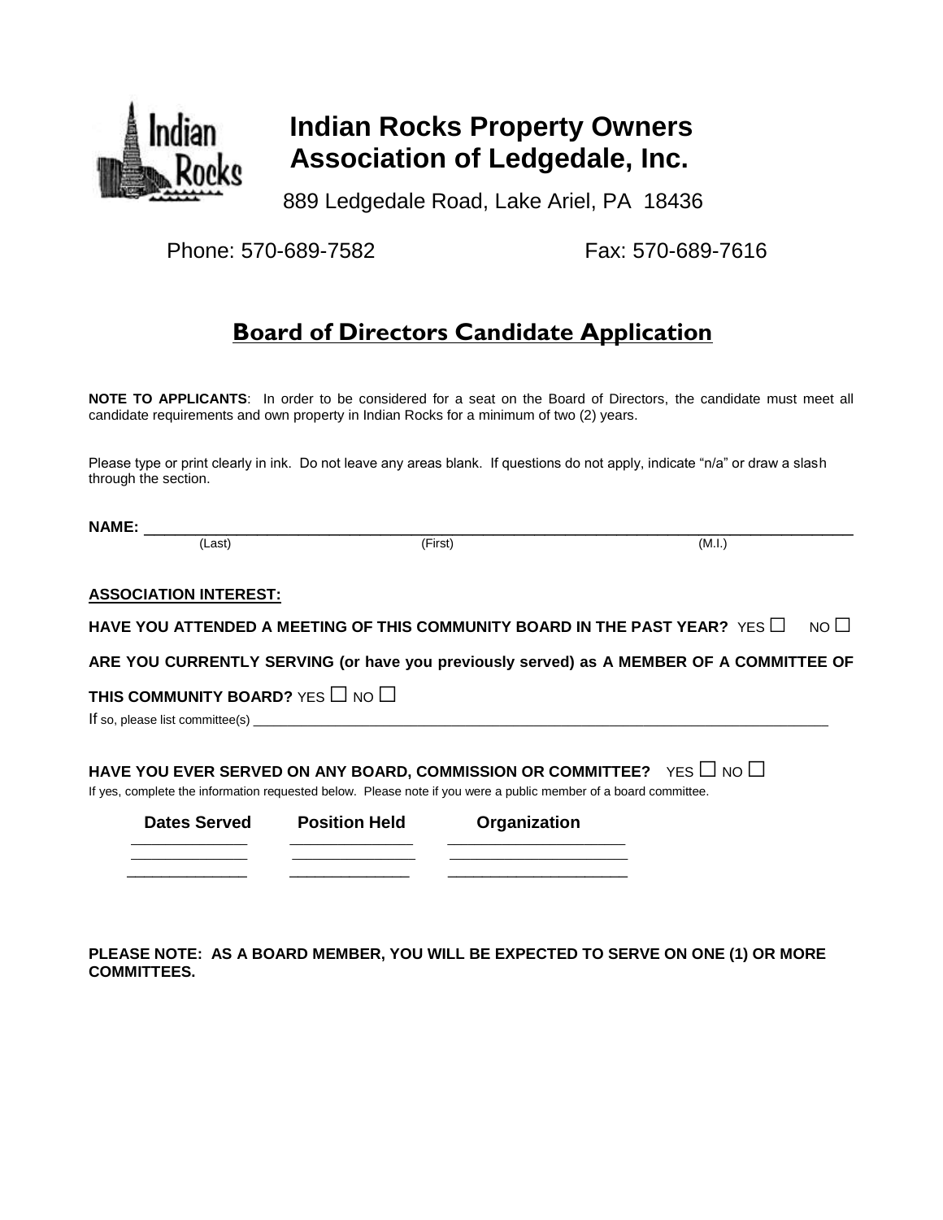# Indian Rocks Property Owners Association of Ledgedale, Inc.

889 Ledgedale Road, Lake Ariel, PA 18436

Phone: 570-689-7582 Fax: 570-689-7616

## Board of Directors Candidate Application

**NOTE TO APPLICANTS**: In order to be considered for a seat on the Board of Directors, the candidate must meet all candidate requirements and own property in Indian Rocks for a minimum of two (2) years.

Please type or print clearly in ink. Do not leave any areas blank. If questions do not apply, indicate "n/a" or draw a slash through the section.

**NAME:** ______________________________________________________________

(Last) (First) (M.I.)

**ASSOCIATION INTEREST:**

**HAVE YOU ATTENDED A MEETING OF THIS COMMUNITY BOARD IN THE PAST YEAR?** YES ☐ NO ☐

**ARE YOU CURRENTLY SERVING (or have you previously served) as A MEMBER OF A COMMITTEE OF THIS COMMUNITY BOARD?** YES ☐ NO ☐

If so, please list committee(s) ______________________________________________________________

**HAVE YOU EVER SERVED ON ANY BOARD, COMMISSION OR COMMITTEE?** YES ☐ NO ☐

If yes, complete the information requested below. Please note if you were a public member of a board committee.

| Dates Served | Position Held | Organization |
| --- | --- | --- |
| ____________ | ____________ | ____________ |
| ____________ | ____________ | ____________ |
| ____________ | ____________ | ____________ |

**PLEASE NOTE: AS A BOARD MEMBER, YOU WILL BE EXPECTED TO SERVE ON ONE (1) OR MORE COMMITTEES.**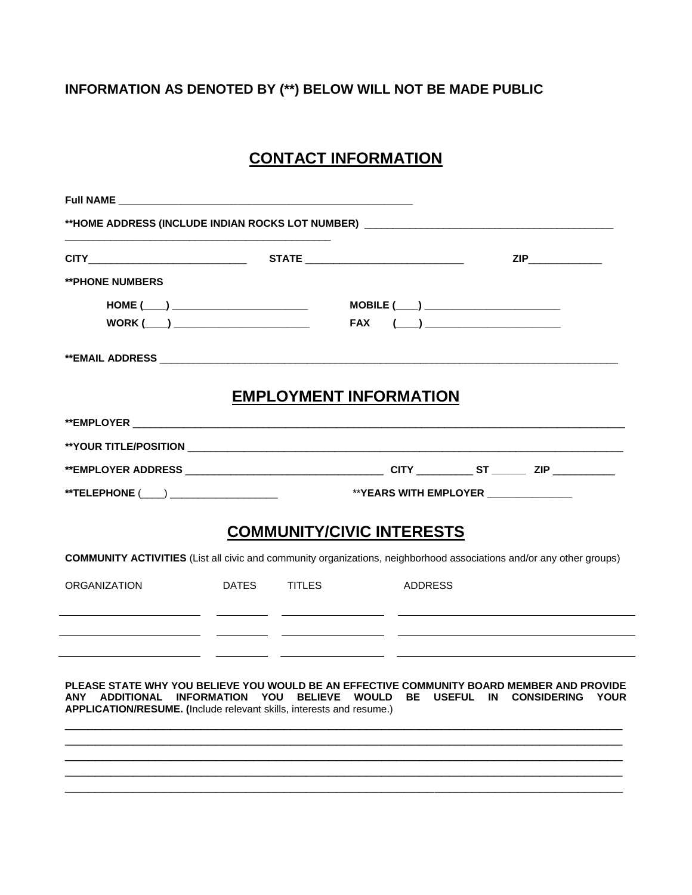**INFORMATION AS DENOTED BY (**) BELOW WILL NOT BE MADE PUBLIC**

## CONTACT INFORMATION

**Full NAME** ________________________________________________

****HOME ADDRESS (INCLUDE INDIAN ROCKS LOT NUMBER)** ________________________________________________
________________________________________________

**CITY** ____________________________ **STATE** ____________________________ **ZIP** _____________

****PHONE NUMBERS**

**HOME (\_\_\_\_)** ________________________ **MOBILE (\_\_\_\_)** ________________________

**WORK (\_\_\_\_)** ________________________ **FAX (\_\_\_\_)** ________________________

****EMAIL ADDRESS** ________________________________________________

## EMPLOYMENT INFORMATION

****EMPLOYER** ________________________________________________

****YOUR TITLE/POSITION** ________________________________________________

****EMPLOYER ADDRESS** ________________________________ **CITY** __________ **ST** ______ **ZIP** ___________

****TELEPHONE** (\_\_\_\_) ___________________ ****YEARS WITH EMPLOYER** _______________

## COMMUNITY/CIVIC INTERESTS

**COMMUNITY ACTIVITIES** (List all civic and community organizations, neighborhood associations and/or any other groups)

| ORGANIZATION | DATES | TITLES | ADDRESS |
|---|---|---|---|
| | | | |
| | | | |
| | | | |

**PLEASE STATE WHY YOU BELIEVE YOU WOULD BE AN EFFECTIVE COMMUNITY BOARD MEMBER AND PROVIDE ANY ADDITIONAL INFORMATION YOU BELIEVE WOULD BE USEFUL IN CONSIDERING YOUR APPLICATION/RESUME. (**Include relevant skills, interests and resume.)

________________________________________________
________________________________________________
________________________________________________
________________________________________________
________________________________________________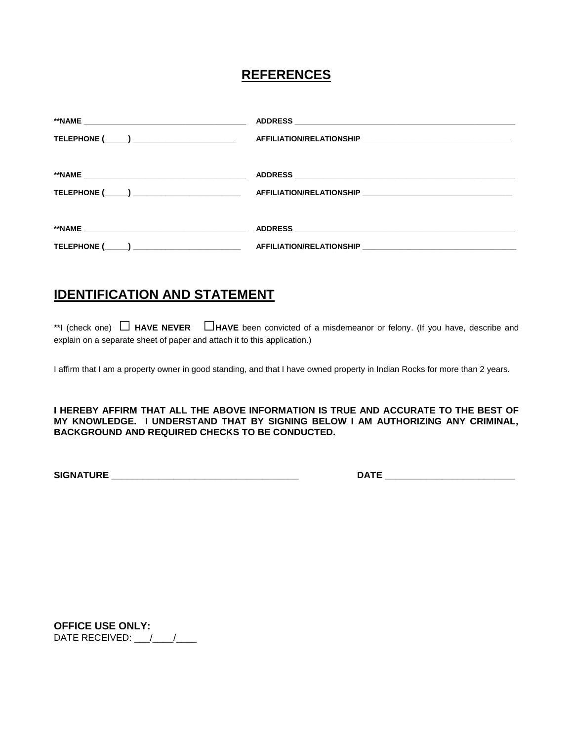## REFERENCES

**NAME ______________________________________ ADDRESS ______________________________________________________

TELEPHONE (_____) ________________________ AFFILIATION/RELATIONSHIP ___________________________________

**NAME ______________________________________ ADDRESS ______________________________________________________

TELEPHONE (_____) ________________________ AFFILIATION/RELATIONSHIP ___________________________________

**NAME ______________________________________ ADDRESS ______________________________________________________

TELEPHONE (_____) ________________________ AFFILIATION/RELATIONSHIP ___________________________________

## IDENTIFICATION AND STATEMENT

**I (check one) ☐ **HAVE NEVER** ☐ **HAVE** been convicted of a misdemeanor or felony. (If you have, describe and explain on a separate sheet of paper and attach it to this application.)

I affirm that I am a property owner in good standing, and that I have owned property in Indian Rocks for more than 2 years.

**I HEREBY AFFIRM THAT ALL THE ABOVE INFORMATION IS TRUE AND ACCURATE TO THE BEST OF MY KNOWLEDGE. I UNDERSTAND THAT BY SIGNING BELOW I AM AUTHORIZING ANY CRIMINAL, BACKGROUND AND REQUIRED CHECKS TO BE CONDUCTED.**

**SIGNATURE** ______________________________________ **DATE** __________________________

**OFFICE USE ONLY:**
DATE RECEIVED: ___/____/____